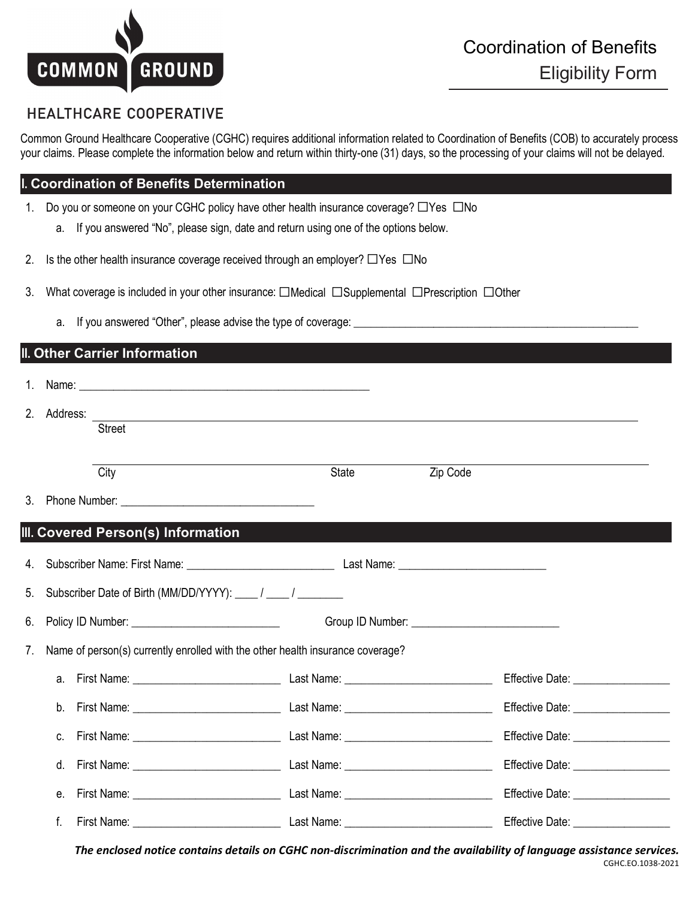COMMON GROUND

HEALTHCARE COOPERATIVE

# Coordination of Benefits Eligibility Form

Common Ground Healthcare Cooperative (CGHC) requires additional information related to Coordination of Benefits (COB) to accurately process your claims. Please complete the information below and return within thirty-one (31) days, so the processing of your claims will not be delayed.

## I. Coordination of Benefits Determination

1. Do you or someone on your CGHC policy have other health insurance coverage? ☐Yes ☐No
   a. If you answered "No", please sign, date and return using one of the options below.
2. Is the other health insurance coverage received through an employer? ☐Yes ☐No
3. What coverage is included in your other insurance: ☐Medical ☐Supplemental ☐Prescription ☐Other
   a. If you answered "Other", please advise the type of coverage: ____________________

## II. Other Carrier Information

1. Name: ____________________
2. Address: ____________________
   Street
   ____________________
   City State Zip Code
3. Phone Number: ____________________

## III. Covered Person(s) Information

4. Subscriber Name: First Name: ____________ Last Name: ____________
5. Subscriber Date of Birth (MM/DD/YYYY): ____ / ____ / ________
6. Policy ID Number: ____________ Group ID Number: ____________
7. Name of person(s) currently enrolled with the other health insurance coverage?
   a. First Name: ____________ Last Name: ____________ Effective Date: ________
   b. First Name: ____________ Last Name: ____________ Effective Date: ________
   c. First Name: ____________ Last Name: ____________ Effective Date: ________
   d. First Name: ____________ Last Name: ____________ Effective Date: ________
   e. First Name: ____________ Last Name: ____________ Effective Date: ________
   f. First Name: ____________ Last Name: ____________ Effective Date: ________

***The enclosed notice contains details on CGHC non-discrimination and the availability of language assistance services.***

CGHC.EO.1038-2021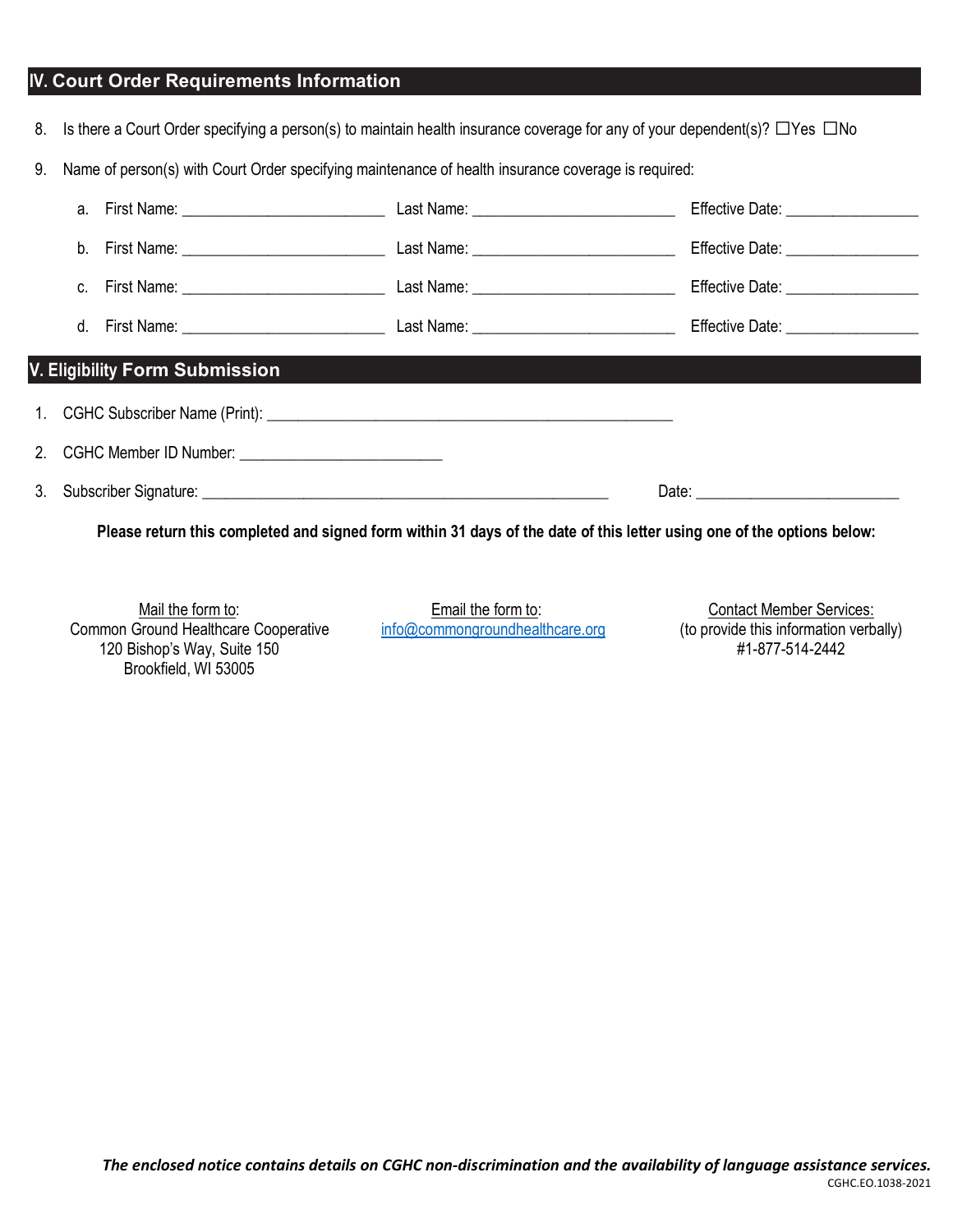## IV. Court Order Requirements Information

8. Is there a Court Order specifying a person(s) to maintain health insurance coverage for any of your dependent(s)? ☐Yes ☐No

9. Name of person(s) with Court Order specifying maintenance of health insurance coverage is required:

   a. First Name: ________________________ Last Name: ________________________ Effective Date: ________________

   b. First Name: ________________________ Last Name: ________________________ Effective Date: ________________

   c. First Name: ________________________ Last Name: ________________________ Effective Date: ________________

   d. First Name: ________________________ Last Name: ________________________ Effective Date: ________________

## V. Eligibility Form Submission

1. CGHC Subscriber Name (Print): ___________________________________________________

2. CGHC Member ID Number: ________________________

3. Subscriber Signature: ___________________________________________________ Date: _________________________

**Please return this completed and signed form within 31 days of the date of this letter using one of the options below:**

Mail the form to:
Common Ground Healthcare Cooperative
120 Bishop's Way, Suite 150
Brookfield, WI 53005

Email the form to:
info@commongroundhealthcare.org

Contact Member Services:
(to provide this information verbally)
#1-877-514-2442

***The enclosed notice contains details on CGHC non-discrimination and the availability of language assistance services.***

CGHC.EO.1038-2021